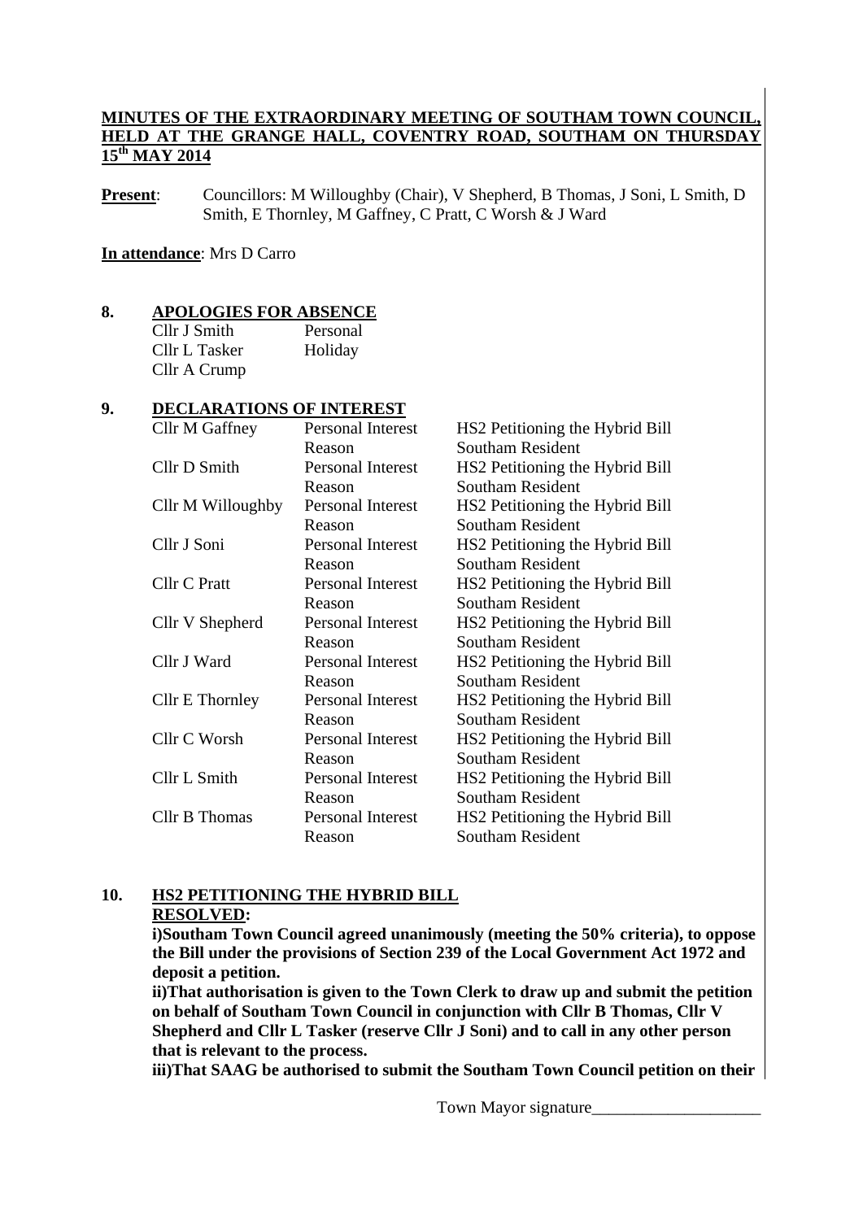**MINUTES OF THE EXTRAORDINARY MEETING OF SOUTHAM TOWN COUNCIL, HELD AT THE GRANGE HALL, COVENTRY ROAD, SOUTHAM ON THURSDAY 15th MAY 2014**

**Present**: Councillors: M Willoughby (Chair), V Shepherd, B Thomas, J Soni, L Smith, D Smith, E Thornley, M Gaffney, C Pratt, C Worsh & J Ward

**In attendance**: Mrs D Carro

## 8. APOLOGIES FOR ABSENCE

| | |
|---|---|
| Cllr J Smith | Personal |
| Cllr L Tasker | Holiday |
| Cllr A Crump | |

## 9. DECLARATIONS OF INTEREST

| | | |
|---|---|---|
| Cllr M Gaffney | Personal Interest | HS2 Petitioning the Hybrid Bill |
| | Reason | Southam Resident |
| Cllr D Smith | Personal Interest | HS2 Petitioning the Hybrid Bill |
| | Reason | Southam Resident |
| Cllr M Willoughby | Personal Interest | HS2 Petitioning the Hybrid Bill |
| | Reason | Southam Resident |
| Cllr J Soni | Personal Interest | HS2 Petitioning the Hybrid Bill |
| | Reason | Southam Resident |
| Cllr C Pratt | Personal Interest | HS2 Petitioning the Hybrid Bill |
| | Reason | Southam Resident |
| Cllr V Shepherd | Personal Interest | HS2 Petitioning the Hybrid Bill |
| | Reason | Southam Resident |
| Cllr J Ward | Personal Interest | HS2 Petitioning the Hybrid Bill |
| | Reason | Southam Resident |
| Cllr E Thornley | Personal Interest | HS2 Petitioning the Hybrid Bill |
| | Reason | Southam Resident |
| Cllr C Worsh | Personal Interest | HS2 Petitioning the Hybrid Bill |
| | Reason | Southam Resident |
| Cllr L Smith | Personal Interest | HS2 Petitioning the Hybrid Bill |
| | Reason | Southam Resident |
| Cllr B Thomas | Personal Interest | HS2 Petitioning the Hybrid Bill |
| | Reason | Southam Resident |

## 10. HS2 PETITIONING THE HYBRID BILL

**RESOLVED:**

**i)Southam Town Council agreed unanimously (meeting the 50% criteria), to oppose the Bill under the provisions of Section 239 of the Local Government Act 1972 and deposit a petition.**

**ii)That authorisation is given to the Town Clerk to draw up and submit the petition on behalf of Southam Town Council in conjunction with Cllr B Thomas, Cllr V Shepherd and Cllr L Tasker (reserve Cllr J Soni) and to call in any other person that is relevant to the process.**

**iii)That SAAG be authorised to submit the Southam Town Council petition on their**

Town Mayor signature____________________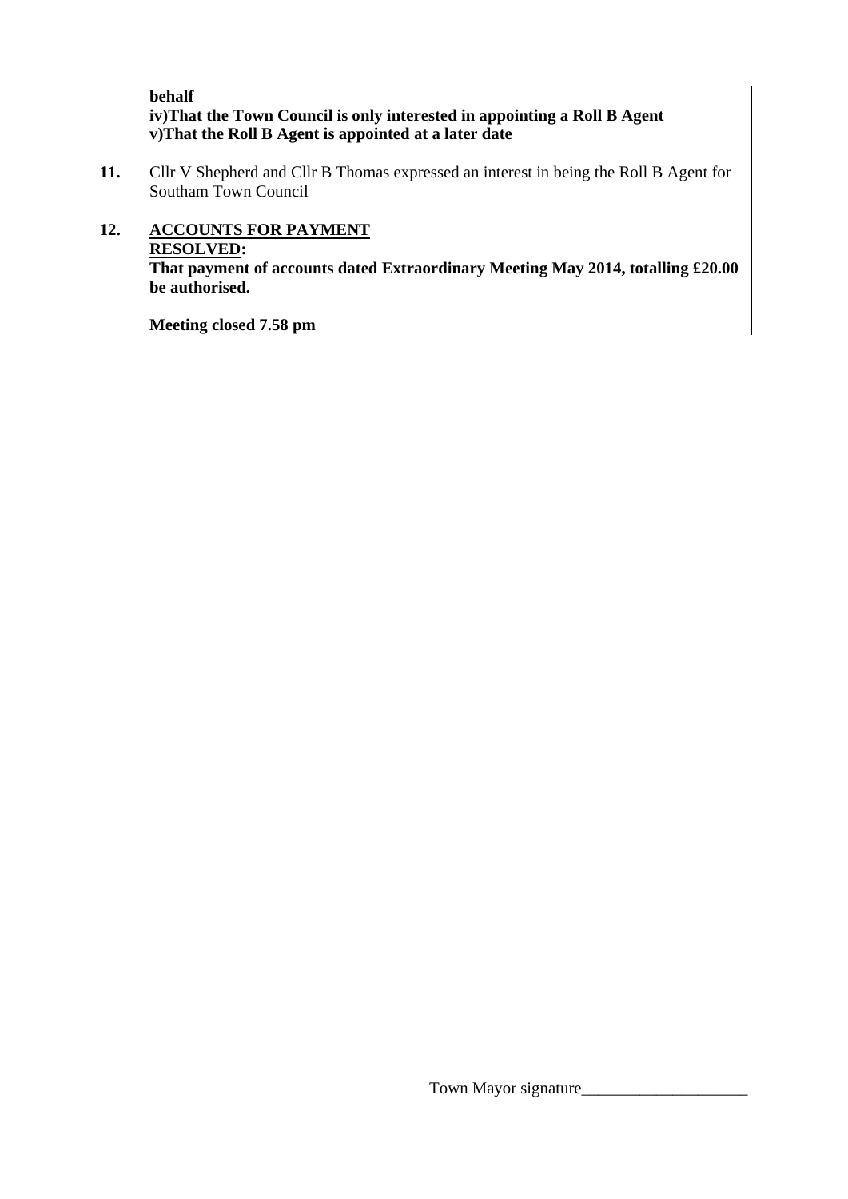**behalf**
**iv)That the Town Council is only interested in appointing a Roll B Agent**
**v)That the Roll B Agent is appointed at a later date**

**11.** Cllr V Shepherd and Cllr B Thomas expressed an interest in being the Roll B Agent for Southam Town Council

**12. ACCOUNTS FOR PAYMENT**
**RESOLVED:**
**That payment of accounts dated Extraordinary Meeting May 2014, totalling £20.00 be authorised.**

**Meeting closed 7.58 pm**

Town Mayor signature____________________